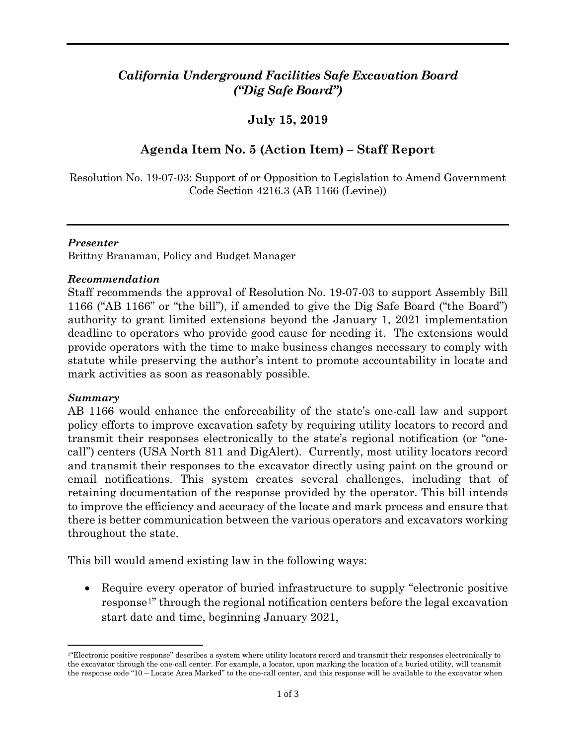# *California Underground Facilities Safe Excavation Board ("Dig Safe Board")*

## July 15, 2019

## Agenda Item No. 5 (Action Item) – Staff Report

Resolution No. 19-07-03: Support of or Opposition to Legislation to Amend Government Code Section 4216.3 (AB 1166 (Levine))

---

### *Presenter*

Brittny Branaman, Policy and Budget Manager

### *Recommendation*

Staff recommends the approval of Resolution No. 19-07-03 to support Assembly Bill 1166 ("AB 1166" or "the bill"), if amended to give the Dig Safe Board ("the Board") authority to grant limited extensions beyond the January 1, 2021 implementation deadline to operators who provide good cause for needing it. The extensions would provide operators with the time to make business changes necessary to comply with statute while preserving the author's intent to promote accountability in locate and mark activities as soon as reasonably possible.

### *Summary*

AB 1166 would enhance the enforceability of the state's one-call law and support policy efforts to improve excavation safety by requiring utility locators to record and transmit their responses electronically to the state's regional notification (or "one-call") centers (USA North 811 and DigAlert). Currently, most utility locators record and transmit their responses to the excavator directly using paint on the ground or email notifications. This system creates several challenges, including that of retaining documentation of the response provided by the operator. This bill intends to improve the efficiency and accuracy of the locate and mark process and ensure that there is better communication between the various operators and excavators working throughout the state.

This bill would amend existing law in the following ways:

- Require every operator of buried infrastructure to supply "electronic positive response[1]" through the regional notification centers before the legal excavation start date and time, beginning January 2021,

---

[1] "Electronic positive response" describes a system where utility locators record and transmit their responses electronically to the excavator through the one-call center. For example, a locator, upon marking the location of a buried utility, will transmit the response code "10 – Locate Area Marked" to the one-call center, and this response will be available to the excavator when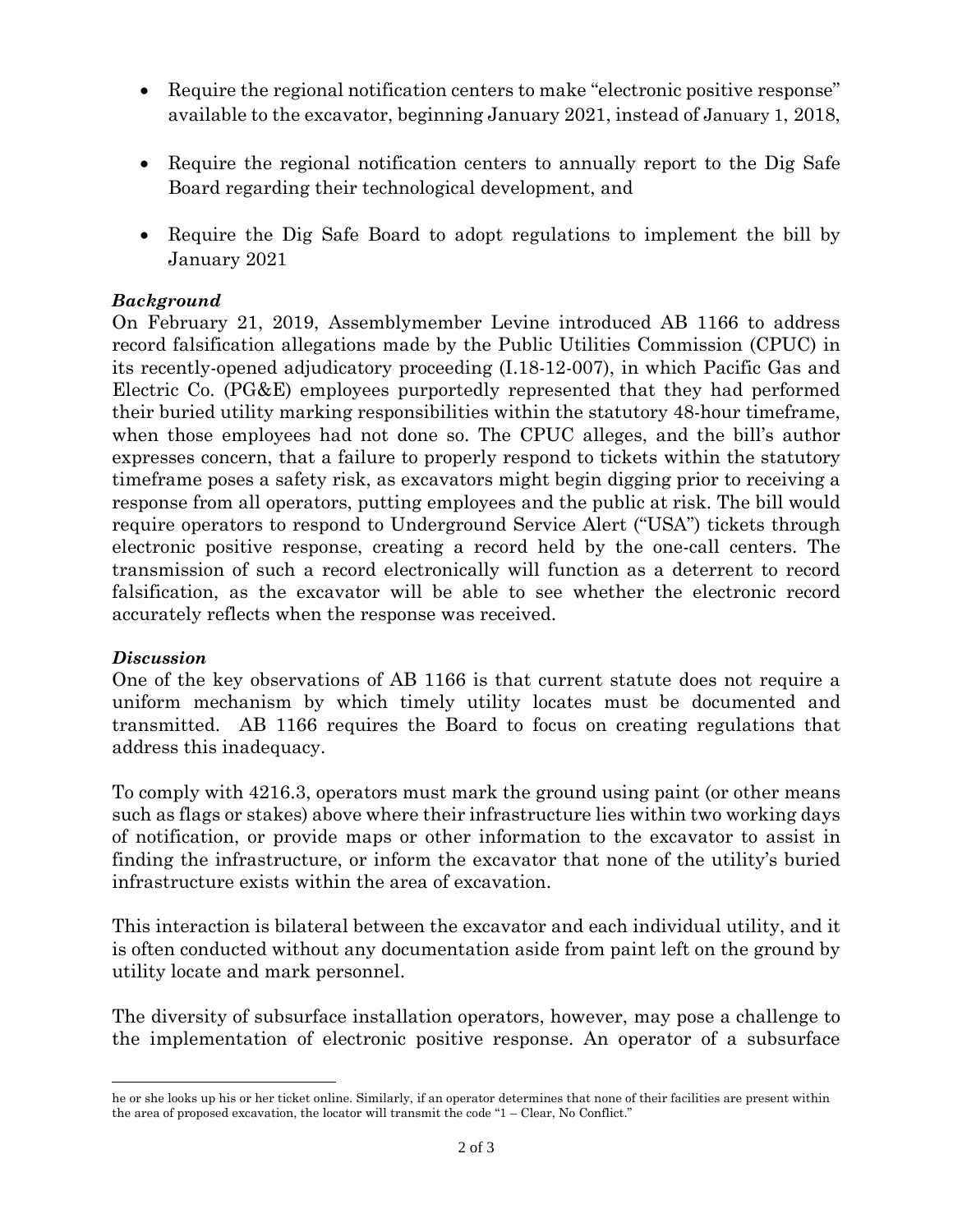- Require the regional notification centers to make "electronic positive response" available to the excavator, beginning January 2021, instead of January 1, 2018,
- Require the regional notification centers to annually report to the Dig Safe Board regarding their technological development, and
- Require the Dig Safe Board to adopt regulations to implement the bill by January 2021

***Background***

On February 21, 2019, Assemblymember Levine introduced AB 1166 to address record falsification allegations made by the Public Utilities Commission (CPUC) in its recently-opened adjudicatory proceeding (I.18-12-007), in which Pacific Gas and Electric Co. (PG&E) employees purportedly represented that they had performed their buried utility marking responsibilities within the statutory 48-hour timeframe, when those employees had not done so. The CPUC alleges, and the bill's author expresses concern, that a failure to properly respond to tickets within the statutory timeframe poses a safety risk, as excavators might begin digging prior to receiving a response from all operators, putting employees and the public at risk. The bill would require operators to respond to Underground Service Alert ("USA") tickets through electronic positive response, creating a record held by the one-call centers. The transmission of such a record electronically will function as a deterrent to record falsification, as the excavator will be able to see whether the electronic record accurately reflects when the response was received.

***Discussion***

One of the key observations of AB 1166 is that current statute does not require a uniform mechanism by which timely utility locates must be documented and transmitted. AB 1166 requires the Board to focus on creating regulations that address this inadequacy.

To comply with 4216.3, operators must mark the ground using paint (or other means such as flags or stakes) above where their infrastructure lies within two working days of notification, or provide maps or other information to the excavator to assist in finding the infrastructure, or inform the excavator that none of the utility's buried infrastructure exists within the area of excavation.

This interaction is bilateral between the excavator and each individual utility, and it is often conducted without any documentation aside from paint left on the ground by utility locate and mark personnel.

The diversity of subsurface installation operators, however, may pose a challenge to the implementation of electronic positive response. An operator of a subsurface

---

he or she looks up his or her ticket online. Similarly, if an operator determines that none of their facilities are present within the area of proposed excavation, the locator will transmit the code "1 – Clear, No Conflict."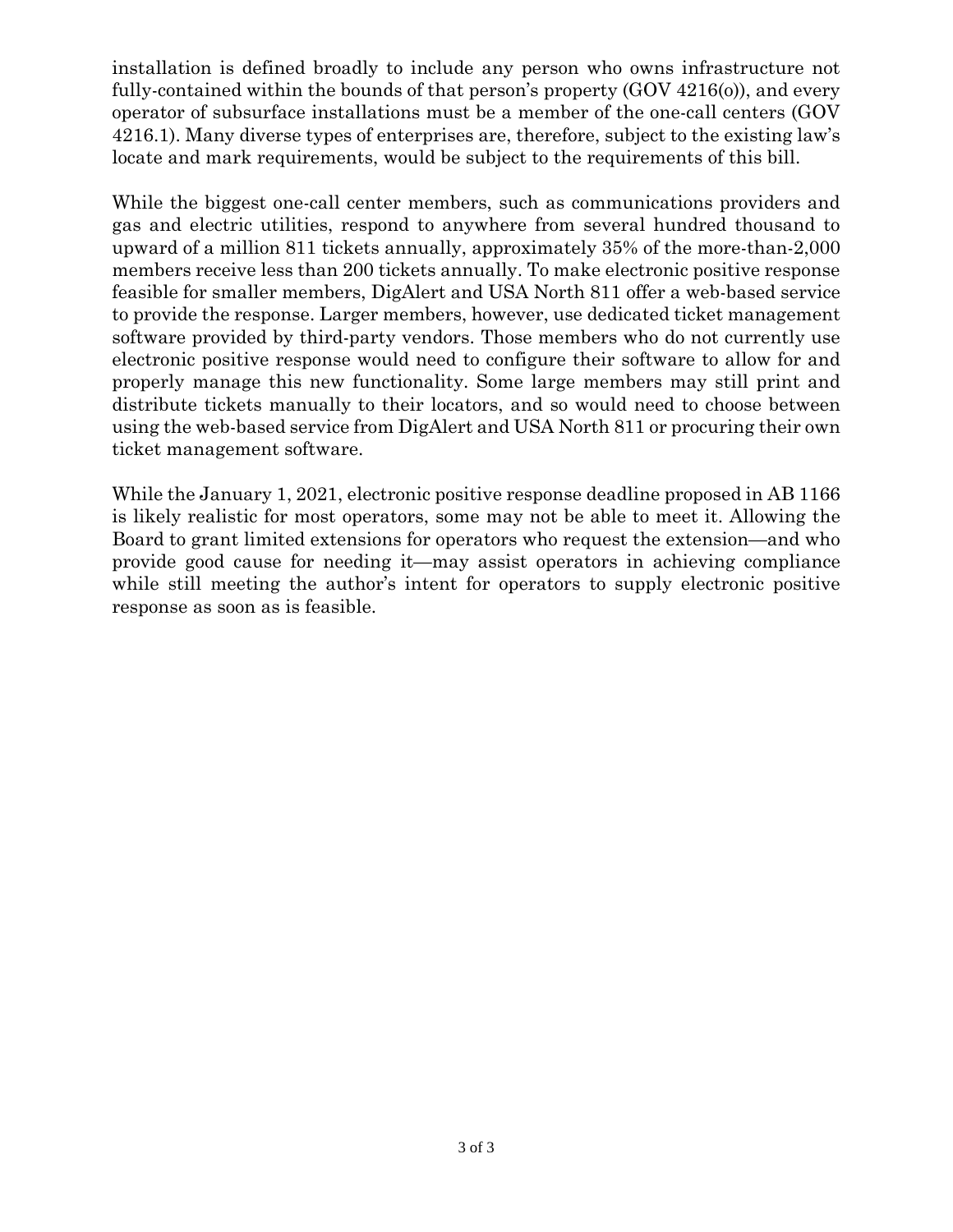installation is defined broadly to include any person who owns infrastructure not fully-contained within the bounds of that person's property (GOV 4216(o)), and every operator of subsurface installations must be a member of the one-call centers (GOV 4216.1). Many diverse types of enterprises are, therefore, subject to the existing law's locate and mark requirements, would be subject to the requirements of this bill.

While the biggest one-call center members, such as communications providers and gas and electric utilities, respond to anywhere from several hundred thousand to upward of a million 811 tickets annually, approximately 35% of the more-than-2,000 members receive less than 200 tickets annually. To make electronic positive response feasible for smaller members, DigAlert and USA North 811 offer a web-based service to provide the response. Larger members, however, use dedicated ticket management software provided by third-party vendors. Those members who do not currently use electronic positive response would need to configure their software to allow for and properly manage this new functionality. Some large members may still print and distribute tickets manually to their locators, and so would need to choose between using the web-based service from DigAlert and USA North 811 or procuring their own ticket management software.

While the January 1, 2021, electronic positive response deadline proposed in AB 1166 is likely realistic for most operators, some may not be able to meet it. Allowing the Board to grant limited extensions for operators who request the extension—and who provide good cause for needing it—may assist operators in achieving compliance while still meeting the author's intent for operators to supply electronic positive response as soon as is feasible.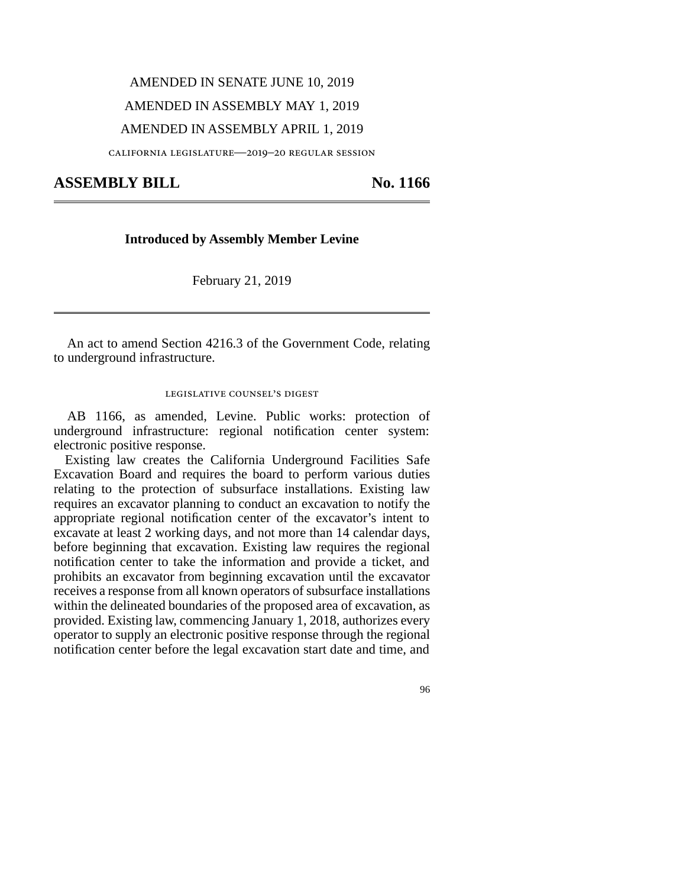AMENDED IN SENATE JUNE 10, 2019

AMENDED IN ASSEMBLY MAY 1, 2019

AMENDED IN ASSEMBLY APRIL 1, 2019

CALIFORNIA LEGISLATURE—2019–20 REGULAR SESSION

# ASSEMBLY BILL No. 1166

**Introduced by Assembly Member Levine**

February 21, 2019

An act to amend Section 4216.3 of the Government Code, relating to underground infrastructure.

LEGISLATIVE COUNSEL'S DIGEST

AB 1166, as amended, Levine. Public works: protection of underground infrastructure: regional notification center system: electronic positive response.

Existing law creates the California Underground Facilities Safe Excavation Board and requires the board to perform various duties relating to the protection of subsurface installations. Existing law requires an excavator planning to conduct an excavation to notify the appropriate regional notification center of the excavator's intent to excavate at least 2 working days, and not more than 14 calendar days, before beginning that excavation. Existing law requires the regional notification center to take the information and provide a ticket, and prohibits an excavator from beginning excavation until the excavator receives a response from all known operators of subsurface installations within the delineated boundaries of the proposed area of excavation, as provided. Existing law, commencing January 1, 2018, authorizes every operator to supply an electronic positive response through the regional notification center before the legal excavation start date and time, and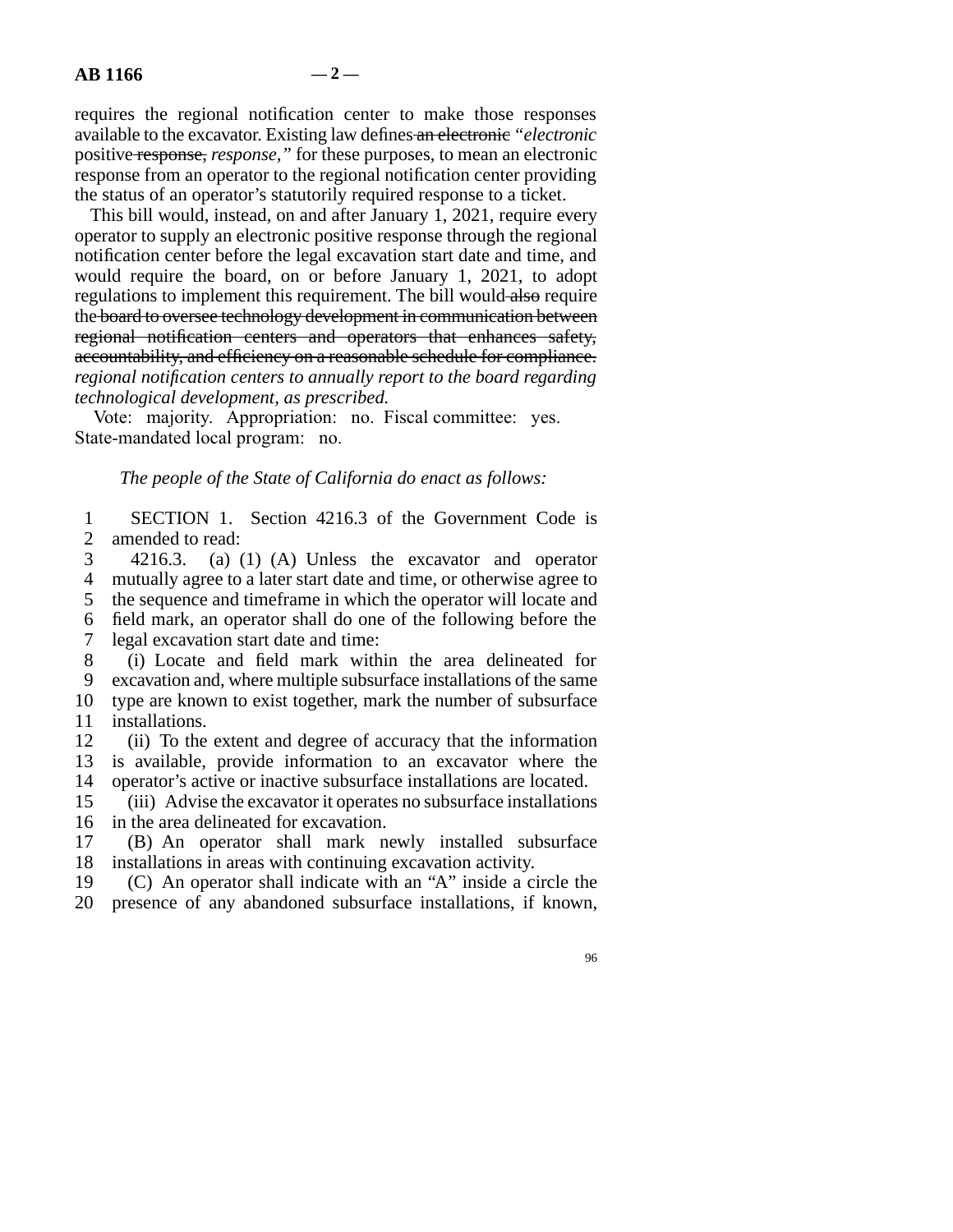requires the regional notification center to make those responses available to the excavator. Existing law defines ~~an electronic~~ *"electronic* positive ~~response,~~ *response,"* for these purposes, to mean an electronic response from an operator to the regional notification center providing the status of an operator's statutorily required response to a ticket.

This bill would, instead, on and after January 1, 2021, require every operator to supply an electronic positive response through the regional notification center before the legal excavation start date and time, and would require the board, on or before January 1, 2021, to adopt regulations to implement this requirement. The bill would ~~also~~ require the ~~board to oversee technology development in communication between regional notification centers and operators that enhances safety, accountability, and efficiency on a reasonable schedule for compliance.~~ *regional notification centers to annually report to the board regarding technological development, as prescribed.*

Vote: majority. Appropriation: no. Fiscal committee: yes. State-mandated local program: no.

*The people of the State of California do enact as follows:*

SECTION 1. Section 4216.3 of the Government Code is amended to read:

4216.3. (a) (1) (A) Unless the excavator and operator mutually agree to a later start date and time, or otherwise agree to the sequence and timeframe in which the operator will locate and field mark, an operator shall do one of the following before the legal excavation start date and time:

(i) Locate and field mark within the area delineated for excavation and, where multiple subsurface installations of the same type are known to exist together, mark the number of subsurface installations.

(ii) To the extent and degree of accuracy that the information is available, provide information to an excavator where the operator's active or inactive subsurface installations are located.

(iii) Advise the excavator it operates no subsurface installations in the area delineated for excavation.

(B) An operator shall mark newly installed subsurface installations in areas with continuing excavation activity.

(C) An operator shall indicate with an "A" inside a circle the presence of any abandoned subsurface installations, if known,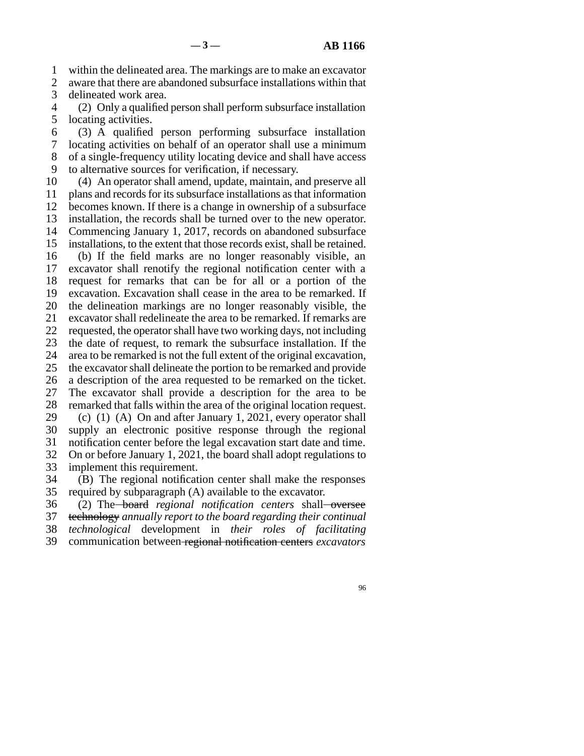within the delineated area. The markings are to make an excavator aware that there are abandoned subsurface installations within that delineated work area.

(2) Only a qualified person shall perform subsurface installation locating activities.

(3) A qualified person performing subsurface installation locating activities on behalf of an operator shall use a minimum of a single-frequency utility locating device and shall have access to alternative sources for verification, if necessary.

(4) An operator shall amend, update, maintain, and preserve all plans and records for its subsurface installations as that information becomes known. If there is a change in ownership of a subsurface installation, the records shall be turned over to the new operator. Commencing January 1, 2017, records on abandoned subsurface installations, to the extent that those records exist, shall be retained.

(b) If the field marks are no longer reasonably visible, an excavator shall renotify the regional notification center with a request for remarks that can be for all or a portion of the excavation. Excavation shall cease in the area to be remarked. If the delineation markings are no longer reasonably visible, the excavator shall redelineate the area to be remarked. If remarks are requested, the operator shall have two working days, not including the date of request, to remark the subsurface installation. If the area to be remarked is not the full extent of the original excavation, the excavator shall delineate the portion to be remarked and provide a description of the area requested to be remarked on the ticket. The excavator shall provide a description for the area to be remarked that falls within the area of the original location request.

(c) (1) (A) On and after January 1, 2021, every operator shall supply an electronic positive response through the regional notification center before the legal excavation start date and time. On or before January 1, 2021, the board shall adopt regulations to implement this requirement.

(B) The regional notification center shall make the responses required by subparagraph (A) available to the excavator.

(2) The ~~board~~ *regional notification centers* shall ~~oversee technology~~ *annually report to the board regarding their continual technological* development in *their roles of facilitating* communication between ~~regional notification centers~~ *excavators*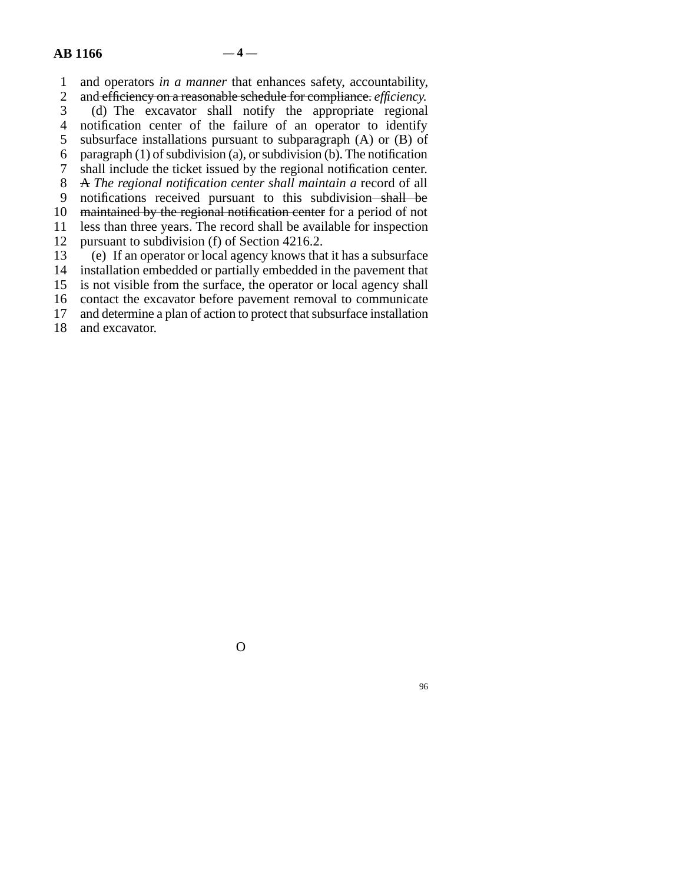and operators *in a manner* that enhances safety, accountability, and ~~efficiency on a reasonable schedule for compliance.~~ *efficiency.*

(d) The excavator shall notify the appropriate regional notification center of the failure of an operator to identify subsurface installations pursuant to subparagraph (A) or (B) of paragraph (1) of subdivision (a), or subdivision (b). The notification shall include the ticket issued by the regional notification center. ~~A~~ *The regional notification center shall maintain a* record of all notifications received pursuant to this subdivision ~~shall be maintained by the regional notification center~~ for a period of not less than three years. The record shall be available for inspection pursuant to subdivision (f) of Section 4216.2.

(e) If an operator or local agency knows that it has a subsurface installation embedded or partially embedded in the pavement that is not visible from the surface, the operator or local agency shall contact the excavator before pavement removal to communicate and determine a plan of action to protect that subsurface installation and excavator.

O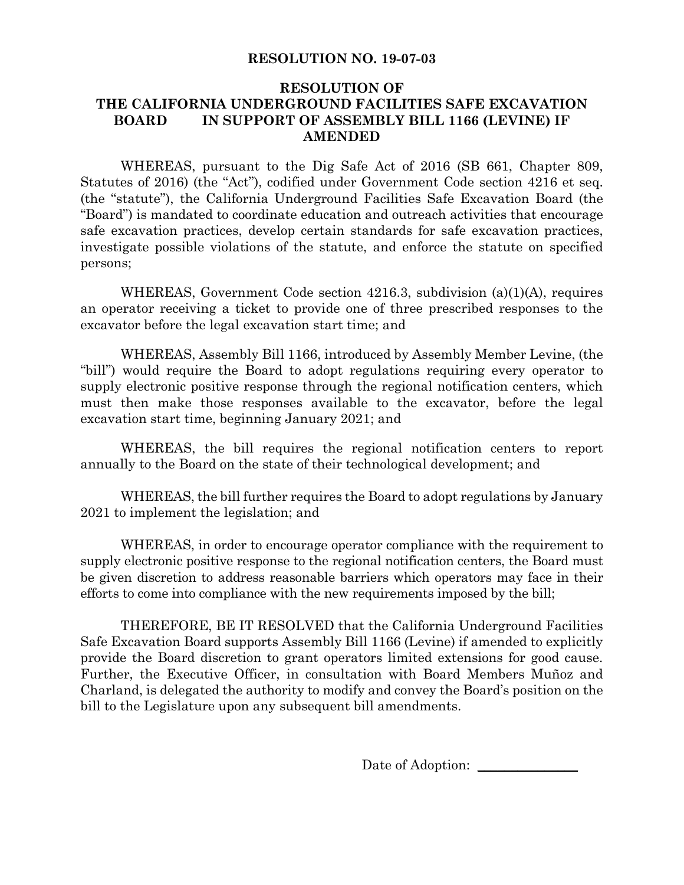**RESOLUTION NO. 19-07-03**

**RESOLUTION OF THE CALIFORNIA UNDERGROUND FACILITIES SAFE EXCAVATION BOARD IN SUPPORT OF ASSEMBLY BILL 1166 (LEVINE) IF AMENDED**

WHEREAS, pursuant to the Dig Safe Act of 2016 (SB 661, Chapter 809, Statutes of 2016) (the "Act"), codified under Government Code section 4216 et seq. (the "statute"), the California Underground Facilities Safe Excavation Board (the "Board") is mandated to coordinate education and outreach activities that encourage safe excavation practices, develop certain standards for safe excavation practices, investigate possible violations of the statute, and enforce the statute on specified persons;

WHEREAS, Government Code section 4216.3, subdivision (a)(1)(A), requires an operator receiving a ticket to provide one of three prescribed responses to the excavator before the legal excavation start time; and

WHEREAS, Assembly Bill 1166, introduced by Assembly Member Levine, (the "bill") would require the Board to adopt regulations requiring every operator to supply electronic positive response through the regional notification centers, which must then make those responses available to the excavator, before the legal excavation start time, beginning January 2021; and

WHEREAS, the bill requires the regional notification centers to report annually to the Board on the state of their technological development; and

WHEREAS, the bill further requires the Board to adopt regulations by January 2021 to implement the legislation; and

WHEREAS, in order to encourage operator compliance with the requirement to supply electronic positive response to the regional notification centers, the Board must be given discretion to address reasonable barriers which operators may face in their efforts to come into compliance with the new requirements imposed by the bill;

THEREFORE, BE IT RESOLVED that the California Underground Facilities Safe Excavation Board supports Assembly Bill 1166 (Levine) if amended to explicitly provide the Board discretion to grant operators limited extensions for good cause. Further, the Executive Officer, in consultation with Board Members Muñoz and Charland, is delegated the authority to modify and convey the Board's position on the bill to the Legislature upon any subsequent bill amendments.

Date of Adoption: _______________